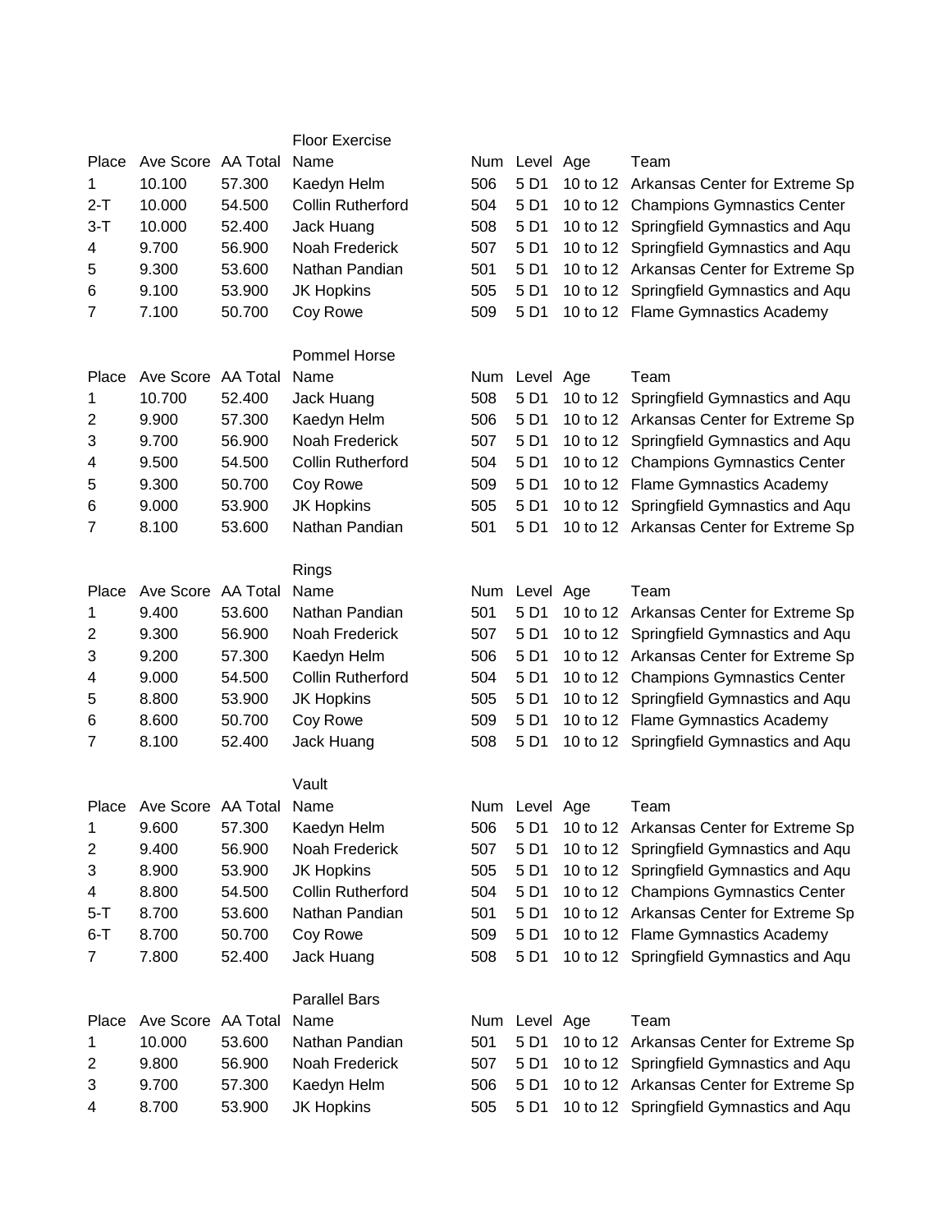### Floor Exercise

| Place | Ave Score | AA Total | Name | Num | Level | Age | Team |
|---|---|---|---|---|---|---|---|
| 1 | 10.100 | 57.300 | Kaedyn Helm | 506 | 5 D1 | 10 to 12 | Arkansas Center for Extreme Sp |
| 2-T | 10.000 | 54.500 | Collin Rutherford | 504 | 5 D1 | 10 to 12 | Champions Gymnastics Center |
| 3-T | 10.000 | 52.400 | Jack Huang | 508 | 5 D1 | 10 to 12 | Springfield Gymnastics and Aqu |
| 4 | 9.700 | 56.900 | Noah Frederick | 507 | 5 D1 | 10 to 12 | Springfield Gymnastics and Aqu |
| 5 | 9.300 | 53.600 | Nathan Pandian | 501 | 5 D1 | 10 to 12 | Arkansas Center for Extreme Sp |
| 6 | 9.100 | 53.900 | JK Hopkins | 505 | 5 D1 | 10 to 12 | Springfield Gymnastics and Aqu |
| 7 | 7.100 | 50.700 | Coy Rowe | 509 | 5 D1 | 10 to 12 | Flame Gymnastics Academy |

### Pommel Horse

| Place | Ave Score | AA Total | Name | Num | Level | Age | Team |
|---|---|---|---|---|---|---|---|
| 1 | 10.700 | 52.400 | Jack Huang | 508 | 5 D1 | 10 to 12 | Springfield Gymnastics and Aqu |
| 2 | 9.900 | 57.300 | Kaedyn Helm | 506 | 5 D1 | 10 to 12 | Arkansas Center for Extreme Sp |
| 3 | 9.700 | 56.900 | Noah Frederick | 507 | 5 D1 | 10 to 12 | Springfield Gymnastics and Aqu |
| 4 | 9.500 | 54.500 | Collin Rutherford | 504 | 5 D1 | 10 to 12 | Champions Gymnastics Center |
| 5 | 9.300 | 50.700 | Coy Rowe | 509 | 5 D1 | 10 to 12 | Flame Gymnastics Academy |
| 6 | 9.000 | 53.900 | JK Hopkins | 505 | 5 D1 | 10 to 12 | Springfield Gymnastics and Aqu |
| 7 | 8.100 | 53.600 | Nathan Pandian | 501 | 5 D1 | 10 to 12 | Arkansas Center for Extreme Sp |

### Rings

| Place | Ave Score | AA Total | Name | Num | Level | Age | Team |
|---|---|---|---|---|---|---|---|
| 1 | 9.400 | 53.600 | Nathan Pandian | 501 | 5 D1 | 10 to 12 | Arkansas Center for Extreme Sp |
| 2 | 9.300 | 56.900 | Noah Frederick | 507 | 5 D1 | 10 to 12 | Springfield Gymnastics and Aqu |
| 3 | 9.200 | 57.300 | Kaedyn Helm | 506 | 5 D1 | 10 to 12 | Arkansas Center for Extreme Sp |
| 4 | 9.000 | 54.500 | Collin Rutherford | 504 | 5 D1 | 10 to 12 | Champions Gymnastics Center |
| 5 | 8.800 | 53.900 | JK Hopkins | 505 | 5 D1 | 10 to 12 | Springfield Gymnastics and Aqu |
| 6 | 8.600 | 50.700 | Coy Rowe | 509 | 5 D1 | 10 to 12 | Flame Gymnastics Academy |
| 7 | 8.100 | 52.400 | Jack Huang | 508 | 5 D1 | 10 to 12 | Springfield Gymnastics and Aqu |

### Vault

| Place | Ave Score | AA Total | Name | Num | Level | Age | Team |
|---|---|---|---|---|---|---|---|
| 1 | 9.600 | 57.300 | Kaedyn Helm | 506 | 5 D1 | 10 to 12 | Arkansas Center for Extreme Sp |
| 2 | 9.400 | 56.900 | Noah Frederick | 507 | 5 D1 | 10 to 12 | Springfield Gymnastics and Aqu |
| 3 | 8.900 | 53.900 | JK Hopkins | 505 | 5 D1 | 10 to 12 | Springfield Gymnastics and Aqu |
| 4 | 8.800 | 54.500 | Collin Rutherford | 504 | 5 D1 | 10 to 12 | Champions Gymnastics Center |
| 5-T | 8.700 | 53.600 | Nathan Pandian | 501 | 5 D1 | 10 to 12 | Arkansas Center for Extreme Sp |
| 6-T | 8.700 | 50.700 | Coy Rowe | 509 | 5 D1 | 10 to 12 | Flame Gymnastics Academy |
| 7 | 7.800 | 52.400 | Jack Huang | 508 | 5 D1 | 10 to 12 | Springfield Gymnastics and Aqu |

### Parallel Bars

| Place | Ave Score | AA Total | Name | Num | Level | Age | Team |
|---|---|---|---|---|---|---|---|
| 1 | 10.000 | 53.600 | Nathan Pandian | 501 | 5 D1 | 10 to 12 | Arkansas Center for Extreme Sp |
| 2 | 9.800 | 56.900 | Noah Frederick | 507 | 5 D1 | 10 to 12 | Springfield Gymnastics and Aqu |
| 3 | 9.700 | 57.300 | Kaedyn Helm | 506 | 5 D1 | 10 to 12 | Arkansas Center for Extreme Sp |
| 4 | 8.700 | 53.900 | JK Hopkins | 505 | 5 D1 | 10 to 12 | Springfield Gymnastics and Aqu |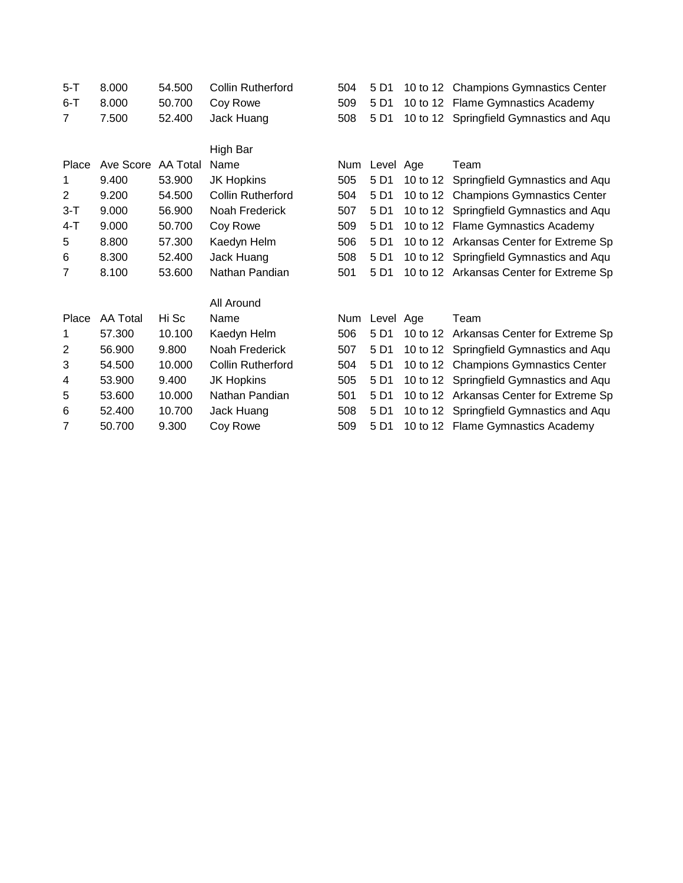| | | | | | | | |
|---|---|---|---|---|---|---|---|
| 5-T | 8.000 | 54.500 | Collin Rutherford | 504 | 5 D1 | 10 to 12 | Champions Gymnastics Center |
| 6-T | 8.000 | 50.700 | Coy Rowe | 509 | 5 D1 | 10 to 12 | Flame Gymnastics Academy |
| 7 | 7.500 | 52.400 | Jack Huang | 508 | 5 D1 | 10 to 12 | Springfield Gymnastics and Aqu |

High Bar

| Place | Ave Score | AA Total | Name | Num | Level | Age | Team |
|---|---|---|---|---|---|---|---|
| 1 | 9.400 | 53.900 | JK Hopkins | 505 | 5 D1 | 10 to 12 | Springfield Gymnastics and Aqu |
| 2 | 9.200 | 54.500 | Collin Rutherford | 504 | 5 D1 | 10 to 12 | Champions Gymnastics Center |
| 3-T | 9.000 | 56.900 | Noah Frederick | 507 | 5 D1 | 10 to 12 | Springfield Gymnastics and Aqu |
| 4-T | 9.000 | 50.700 | Coy Rowe | 509 | 5 D1 | 10 to 12 | Flame Gymnastics Academy |
| 5 | 8.800 | 57.300 | Kaedyn Helm | 506 | 5 D1 | 10 to 12 | Arkansas Center for Extreme Sp |
| 6 | 8.300 | 52.400 | Jack Huang | 508 | 5 D1 | 10 to 12 | Springfield Gymnastics and Aqu |
| 7 | 8.100 | 53.600 | Nathan Pandian | 501 | 5 D1 | 10 to 12 | Arkansas Center for Extreme Sp |

All Around

| Place | AA Total | Hi Sc | Name | Num | Level | Age | Team |
|---|---|---|---|---|---|---|---|
| 1 | 57.300 | 10.100 | Kaedyn Helm | 506 | 5 D1 | 10 to 12 | Arkansas Center for Extreme Sp |
| 2 | 56.900 | 9.800 | Noah Frederick | 507 | 5 D1 | 10 to 12 | Springfield Gymnastics and Aqu |
| 3 | 54.500 | 10.000 | Collin Rutherford | 504 | 5 D1 | 10 to 12 | Champions Gymnastics Center |
| 4 | 53.900 | 9.400 | JK Hopkins | 505 | 5 D1 | 10 to 12 | Springfield Gymnastics and Aqu |
| 5 | 53.600 | 10.000 | Nathan Pandian | 501 | 5 D1 | 10 to 12 | Arkansas Center for Extreme Sp |
| 6 | 52.400 | 10.700 | Jack Huang | 508 | 5 D1 | 10 to 12 | Springfield Gymnastics and Aqu |
| 7 | 50.700 | 9.300 | Coy Rowe | 509 | 5 D1 | 10 to 12 | Flame Gymnastics Academy |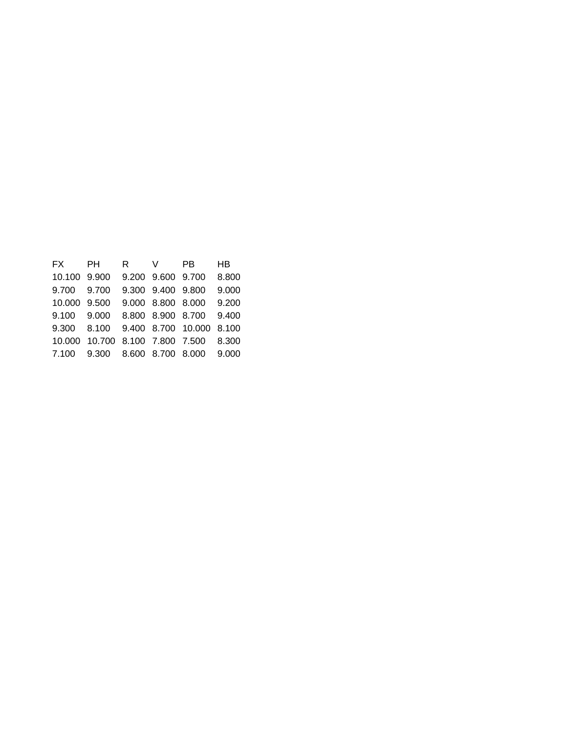| FX | PH | R | V | PB | HB |
| --- | --- | --- | --- | --- | --- |
| 10.100 | 9.900 | 9.200 | 9.600 | 9.700 | 8.800 |
| 9.700 | 9.700 | 9.300 | 9.400 | 9.800 | 9.000 |
| 10.000 | 9.500 | 9.000 | 8.800 | 8.000 | 9.200 |
| 9.100 | 9.000 | 8.800 | 8.900 | 8.700 | 9.400 |
| 9.300 | 8.100 | 9.400 | 8.700 | 10.000 | 8.100 |
| 10.000 | 10.700 | 8.100 | 7.800 | 7.500 | 8.300 |
| 7.100 | 9.300 | 8.600 | 8.700 | 8.000 | 9.000 |